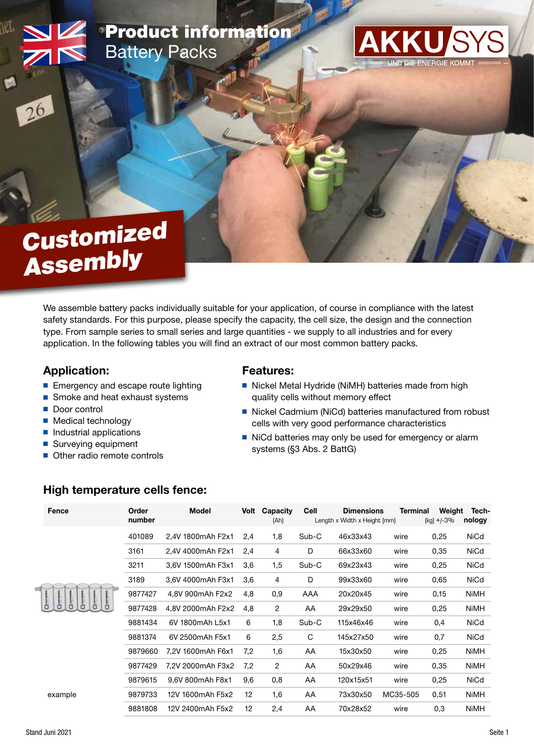# Product information
## Battery Packs

AKKU SYS – UND DIE ENERGIE KOMMT

# Customized Assembly

We assemble battery packs individually suitable for your application, of course in compliance with the latest safety standards. For this purpose, please specify the capacity, the cell size, the design and the connection type. From sample series to small series and large quantities - we supply to all industries and for every application. In the following tables you will find an extract of our most common battery packs.

## Application:

- Emergency and escape route lighting
- Smoke and heat exhaust systems
- Door control
- Medical technology
- Industrial applications
- Surveying equipment
- Other radio remote controls

## Features:

- Nickel Metal Hydride (NiMH) batteries made from high quality cells without memory effect
- Nickel Cadmium (NiCd) batteries manufactured from robust cells with very good performance characteristics
- NiCd batteries may only be used for emergency or alarm systems (§3 Abs. 2 BattG)

## High temperature cells fence:

| Fence | Order number | Model | Volt | Capacity (Ah) | Cell | Dimensions Length x Width x Height (mm) | Terminal | Weight (kg) +/-3% | Technology |
|---|---|---|---|---|---|---|---|---|---|
| | 401089 | 2,4V 1800mAh F2x1 | 2,4 | 1,8 | Sub-C | 46x33x43 | wire | 0,25 | NiCd |
| | 3161 | 2,4V 4000mAh F2x1 | 2,4 | 4 | D | 66x33x60 | wire | 0,35 | NiCd |
| | 3211 | 3,6V 1500mAh F3x1 | 3,6 | 1,5 | Sub-C | 69x23x43 | wire | 0,25 | NiCd |
| | 3189 | 3,6V 4000mAh F3x1 | 3,6 | 4 | D | 99x33x60 | wire | 0,65 | NiCd |
| | 9877427 | 4,8V 900mAh F2x2 | 4,8 | 0,9 | AAA | 20x20x45 | wire | 0,15 | NiMH |
| | 9877428 | 4,8V 2000mAh F2x2 | 4,8 | 2 | AA | 29x29x50 | wire | 0,25 | NiMH |
| | 9881434 | 6V 1800mAh L5x1 | 6 | 1,8 | Sub-C | 115x46x46 | wire | 0,4 | NiCd |
| | 9881374 | 6V 2500mAh F5x1 | 6 | 2,5 | C | 145x27x50 | wire | 0,7 | NiCd |
| | 9879660 | 7,2V 1600mAh F6x1 | 7,2 | 1,6 | AA | 15x30x50 | wire | 0,25 | NiMH |
| | 9877429 | 7,2V 2000mAh F3x2 | 7,2 | 2 | AA | 50x29x46 | wire | 0,35 | NiMH |
| | 9879615 | 9,6V 800mAh F8x1 | 9,6 | 0,8 | AA | 120x15x51 | wire | 0,25 | NiCd |
| example | 9879733 | 12V 1600mAh F5x2 | 12 | 1,6 | AA | 73x30x50 | MC35-505 | 0,51 | NiMH |
| | 9881808 | 12V 2400mAh F5x2 | 12 | 2,4 | AA | 70x28x52 | wire | 0,3 | NiMH |

Stand Juni 2021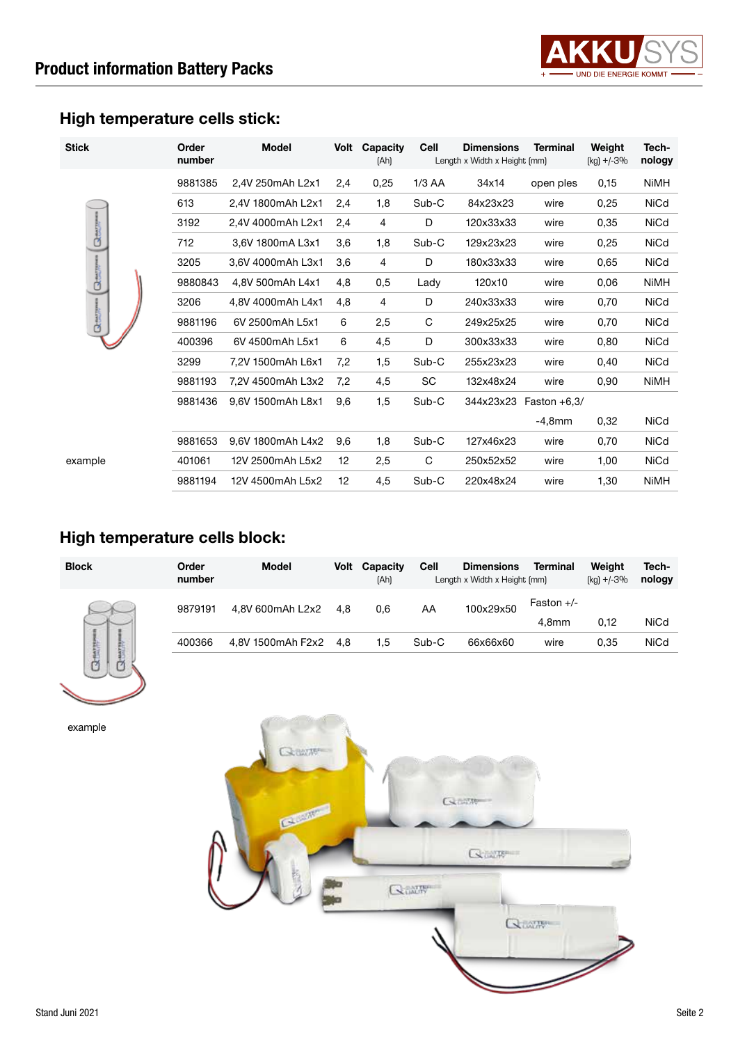## High temperature cells stick:

| Stick | Order number | Model | Volt | Capacity (Ah) | Cell | Dimensions Length x Width x Height [mm] | Terminal | Weight [kg] +/-3% | Tech-nology |
|---|---|---|---|---|---|---|---|---|---|
| | 9881385 | 2,4V 250mAh L2x1 | 2,4 | 0,25 | 1/3 AA | 34x14 | open ples | 0,15 | NiMH |
| | 613 | 2,4V 1800mAh L2x1 | 2,4 | 1,8 | Sub-C | 84x23x23 | wire | 0,25 | NiCd |
| | 3192 | 2,4V 4000mAh L2x1 | 2,4 | 4 | D | 120x33x33 | wire | 0,35 | NiCd |
| | 712 | 3,6V 1800mA L3x1 | 3,6 | 1,8 | Sub-C | 129x23x23 | wire | 0,25 | NiCd |
| | 3205 | 3,6V 4000mAh L3x1 | 3,6 | 4 | D | 180x33x33 | wire | 0,65 | NiCd |
| | 9880843 | 4,8V 500mAh L4x1 | 4,8 | 0,5 | Lady | 120x10 | wire | 0,06 | NiMH |
| | 3206 | 4,8V 4000mAh L4x1 | 4,8 | 4 | D | 240x33x33 | wire | 0,70 | NiCd |
| | 9881196 | 6V 2500mAh L5x1 | 6 | 2,5 | C | 249x25x25 | wire | 0,70 | NiCd |
| | 400396 | 6V 4500mAh L5x1 | 6 | 4,5 | D | 300x33x33 | wire | 0,80 | NiCd |
| | 3299 | 7,2V 1500mAh L6x1 | 7,2 | 1,5 | Sub-C | 255x23x23 | wire | 0,40 | NiCd |
| | 9881193 | 7,2V 4500mAh L3x2 | 7,2 | 4,5 | SC | 132x48x24 | wire | 0,90 | NiMH |
| | 9881436 | 9,6V 1500mAh L8x1 | 9,6 | 1,5 | Sub-C | 344x23x23 | Faston +6,3/ -4,8mm | 0,32 | NiCd |
| | 9881653 | 9,6V 1800mAh L4x2 | 9,6 | 1,8 | Sub-C | 127x46x23 | wire | 0,70 | NiCd |
| example | 401061 | 12V 2500mAh L5x2 | 12 | 2,5 | C | 250x52x52 | wire | 1,00 | NiCd |
| | 9881194 | 12V 4500mAh L5x2 | 12 | 4,5 | Sub-C | 220x48x24 | wire | 1,30 | NiMH |

## High temperature cells block:

| Block | Order number | Model | Volt | Capacity (Ah) | Cell | Dimensions Length x Width x Height [mm] | Terminal | Weight [kg] +/-3% | Tech-nology |
|---|---|---|---|---|---|---|---|---|---|
| | 9879191 | 4,8V 600mAh L2x2 | 4,8 | 0,6 | AA | 100x29x50 | Faston +/- 4,8mm | 0,12 | NiCd |
| | 400366 | 4,8V 1500mAh F2x2 | 4,8 | 1,5 | Sub-C | 66x66x60 | wire | 0,35 | NiCd |

example

Stand Juni 2021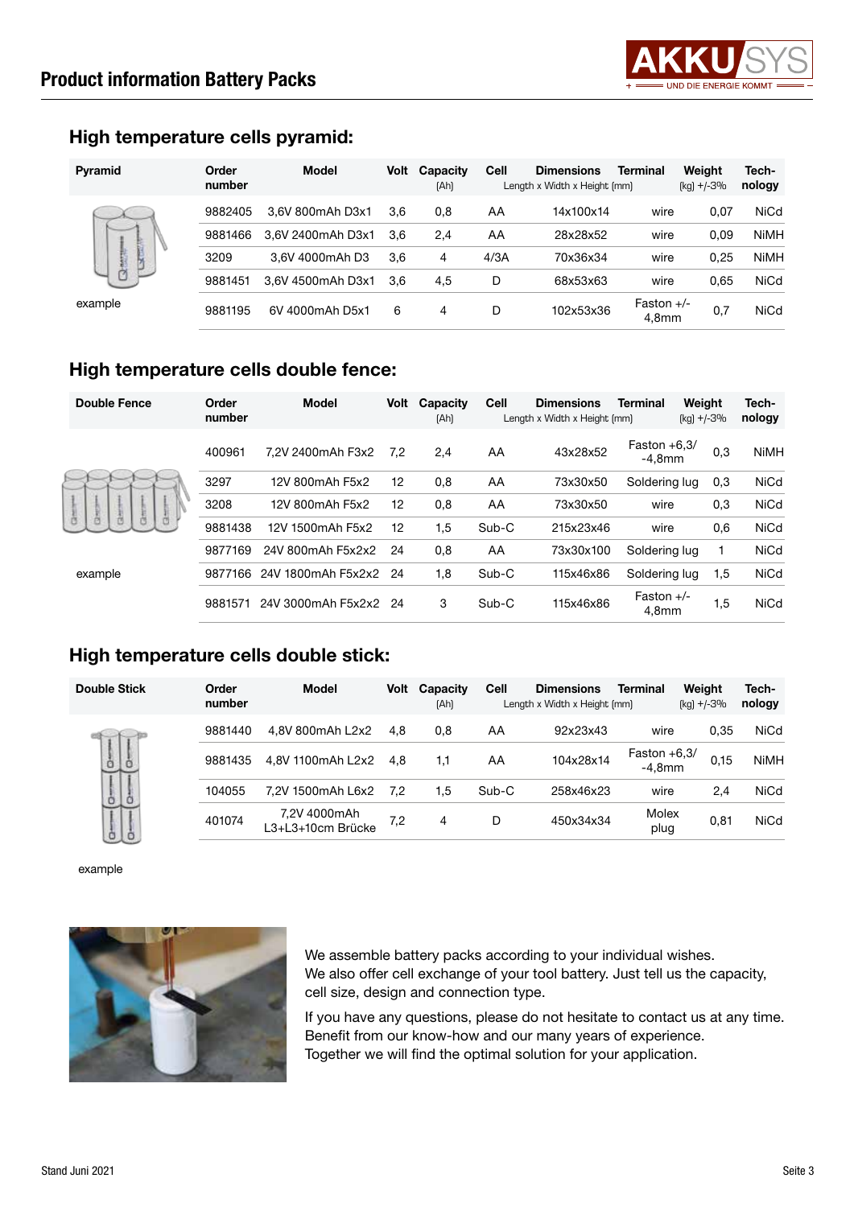## Product information Battery Packs

### High temperature cells pyramid:

| Pyramid | Order number | Model | Volt | Capacity (Ah) | Cell | Dimensions Length x Width x Height [mm] | Terminal | Weight [kg] +/-3% | Technology |
|---|---|---|---|---|---|---|---|---|---|
| | 9882405 | 3,6V 800mAh D3x1 | 3,6 | 0,8 | AA | 14x100x14 | wire | 0,07 | NiCd |
| | 9881466 | 3,6V 2400mAh D3x1 | 3,6 | 2,4 | AA | 28x28x52 | wire | 0,09 | NiMH |
| | 3209 | 3,6V 4000mAh D3 | 3,6 | 4 | 4/3A | 70x36x34 | wire | 0,25 | NiMH |
| | 9881451 | 3,6V 4500mAh D3x1 | 3,6 | 4,5 | D | 68x53x63 | wire | 0,65 | NiCd |
| example | 9881195 | 6V 4000mAh D5x1 | 6 | 4 | D | 102x53x36 | Faston +/- 4,8mm | 0,7 | NiCd |

### High temperature cells double fence:

| Double Fence | Order number | Model | Volt | Capacity (Ah) | Cell | Dimensions Length x Width x Height [mm] | Terminal | Weight [kg] +/-3% | Technology |
|---|---|---|---|---|---|---|---|---|---|
| | 400961 | 7,2V 2400mAh F3x2 | 7,2 | 2,4 | AA | 43x28x52 | Faston +6,3/ -4,8mm | 0,3 | NiMH |
| | 3297 | 12V 800mAh F5x2 | 12 | 0,8 | AA | 73x30x50 | Soldering lug | 0,3 | NiCd |
| | 3208 | 12V 800mAh F5x2 | 12 | 0,8 | AA | 73x30x50 | wire | 0,3 | NiCd |
| | 9881438 | 12V 1500mAh F5x2 | 12 | 1,5 | Sub-C | 215x23x46 | wire | 0,6 | NiCd |
| | 9877169 | 24V 800mAh F5x2x2 | 24 | 0,8 | AA | 73x30x100 | Soldering lug | 1 | NiCd |
| example | 9877166 | 24V 1800mAh F5x2x2 | 24 | 1,8 | Sub-C | 115x46x86 | Soldering lug | 1,5 | NiCd |
| | 9881571 | 24V 3000mAh F5x2x2 | 24 | 3 | Sub-C | 115x46x86 | Faston +/- 4,8mm | 1,5 | NiCd |

### High temperature cells double stick:

| Double Stick | Order number | Model | Volt | Capacity (Ah) | Cell | Dimensions Length x Width x Height [mm] | Terminal | Weight [kg] +/-3% | Technology |
|---|---|---|---|---|---|---|---|---|---|
| | 9881440 | 4,8V 800mAh L2x2 | 4,8 | 0,8 | AA | 92x23x43 | wire | 0,35 | NiCd |
| | 9881435 | 4,8V 1100mAh L2x2 | 4,8 | 1,1 | AA | 104x28x14 | Faston +6,3/ -4,8mm | 0,15 | NiMH |
| | 104055 | 7,2V 1500mAh L6x2 | 7,2 | 1,5 | Sub-C | 258x46x23 | wire | 2,4 | NiCd |
| | 401074 | 7,2V 4000mAh L3+L3+10cm Brücke | 7,2 | 4 | D | 450x34x34 | Molex plug | 0,81 | NiCd |

example

We assemble battery packs according to your individual wishes.
We also offer cell exchange of your tool battery. Just tell us the capacity, cell size, design and connection type.

If you have any questions, please do not hesitate to contact us at any time.
Benefit from our know-how and our many years of experience.
Together we will find the optimal solution for your application.

Stand Juni 2021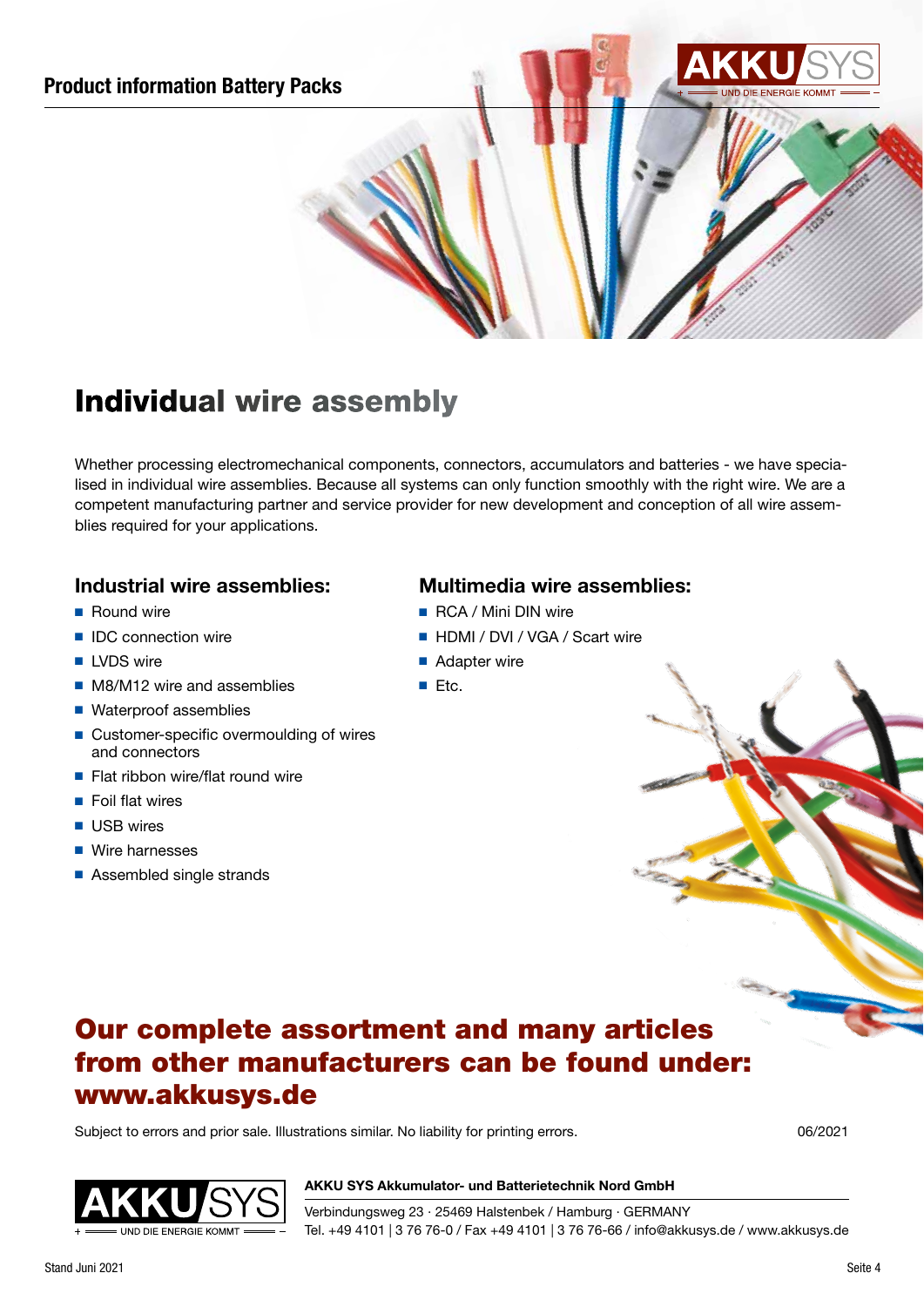# Individual wire assembly

Whether processing electromechanical components, connectors, accumulators and batteries - we have specialised in individual wire assemblies. Because all systems can only function smoothly with the right wire. We are a competent manufacturing partner and service provider for new development and conception of all wire assemblies required for your applications.

## Industrial wire assemblies:

- Round wire
- IDC connection wire
- LVDS wire
- M8/M12 wire and assemblies
- Waterproof assemblies
- Customer-specific overmoulding of wires and connectors
- Flat ribbon wire/flat round wire
- Foil flat wires
- USB wires
- Wire harnesses
- Assembled single strands

## Multimedia wire assemblies:

- RCA / Mini DIN wire
- HDMI / DVI / VGA / Scart wire
- Adapter wire
- Etc.

## Our complete assortment and many articles from other manufacturers can be found under: www.akkusys.de

Subject to errors and prior sale. Illustrations similar. No liability for printing errors.

06/2021

AKKU SYS – UND DIE ENERGIE KOMMT

**AKKU SYS Akkumulator- und Batterietechnik Nord GmbH**

Verbindungsweg 23 · 25469 Halstenbek / Hamburg · GERMANY
Tel. +49 4101 | 3 76 76-0 / Fax +49 4101 | 3 76 76-66 / info@akkusys.de / www.akkusys.de